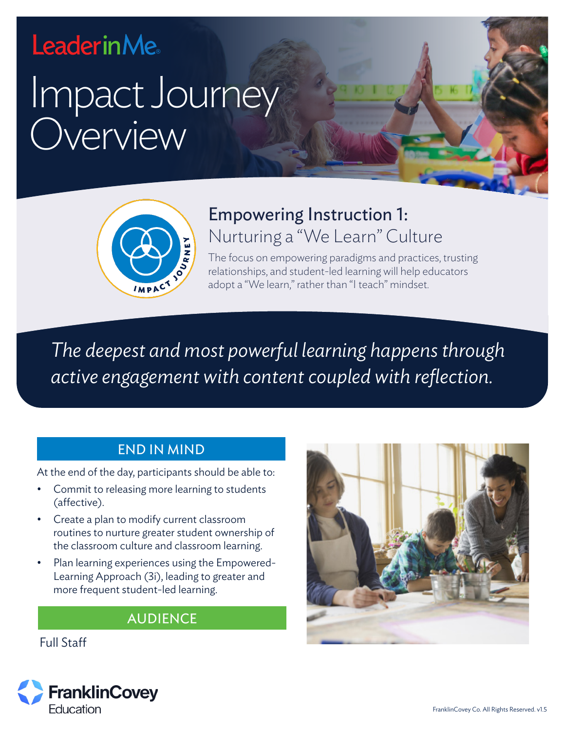Leader in Me

# Impact Journey Overview

IMPACT JOURNEY

## Empowering Instruction 1:
### Nurturing a "We Learn" Culture

The focus on empowering paradigms and practices, trusting relationships, and student-led learning will help educators adopt a "We learn," rather than "I teach" mindset.

*The deepest and most powerful learning happens through active engagement with content coupled with reflection.*

## END IN MIND

At the end of the day, participants should be able to:

- Commit to releasing more learning to students (affective).
- Create a plan to modify current classroom routines to nurture greater student ownership of the classroom culture and classroom learning.
- Plan learning experiences using the Empowered-Learning Approach (3i), leading to greater and more frequent student-led learning.

## AUDIENCE

Full Staff

FranklinCovey Education

FranklinCovey Co. All Rights Reserved. v1.5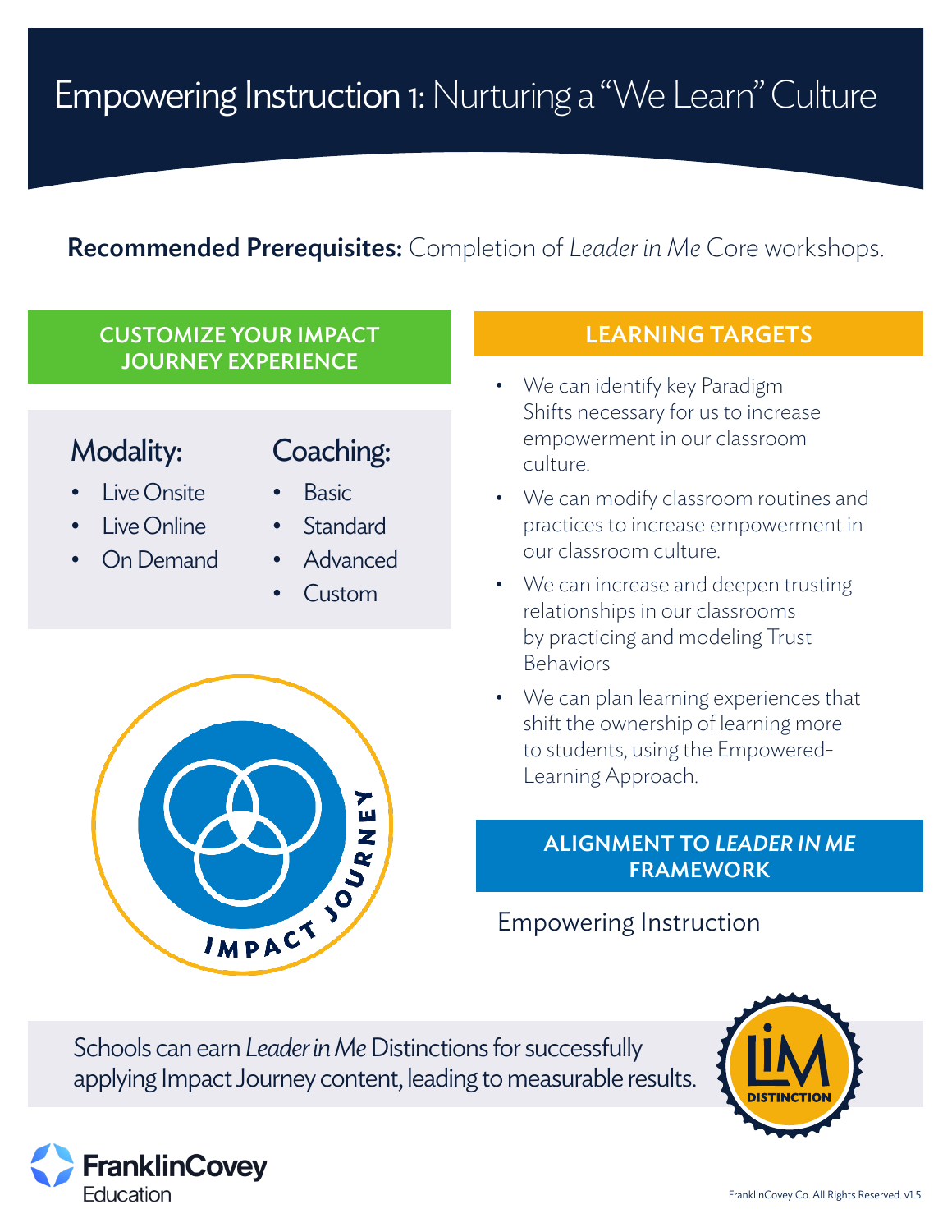# Empowering Instruction 1: Nurturing a "We Learn" Culture

**Recommended Prerequisites:** Completion of *Leader in Me* Core workshops.

## CUSTOMIZE YOUR IMPACT JOURNEY EXPERIENCE

### Modality:

- Live Onsite
- Live Online
- On Demand

### Coaching:

- Basic
- Standard
- Advanced
- Custom

## LEARNING TARGETS

- We can identify key Paradigm Shifts necessary for us to increase empowerment in our classroom culture.
- We can modify classroom routines and practices to increase empowerment in our classroom culture.
- We can increase and deepen trusting relationships in our classrooms by practicing and modeling Trust Behaviors
- We can plan learning experiences that shift the ownership of learning more to students, using the Empowered-Learning Approach.

## ALIGNMENT TO *LEADER IN ME* FRAMEWORK

Empowering Instruction

Schools can earn *Leader in Me* Distinctions for successfully applying Impact Journey content, leading to measurable results.

FranklinCovey Education

FranklinCovey Co. All Rights Reserved. v1.5